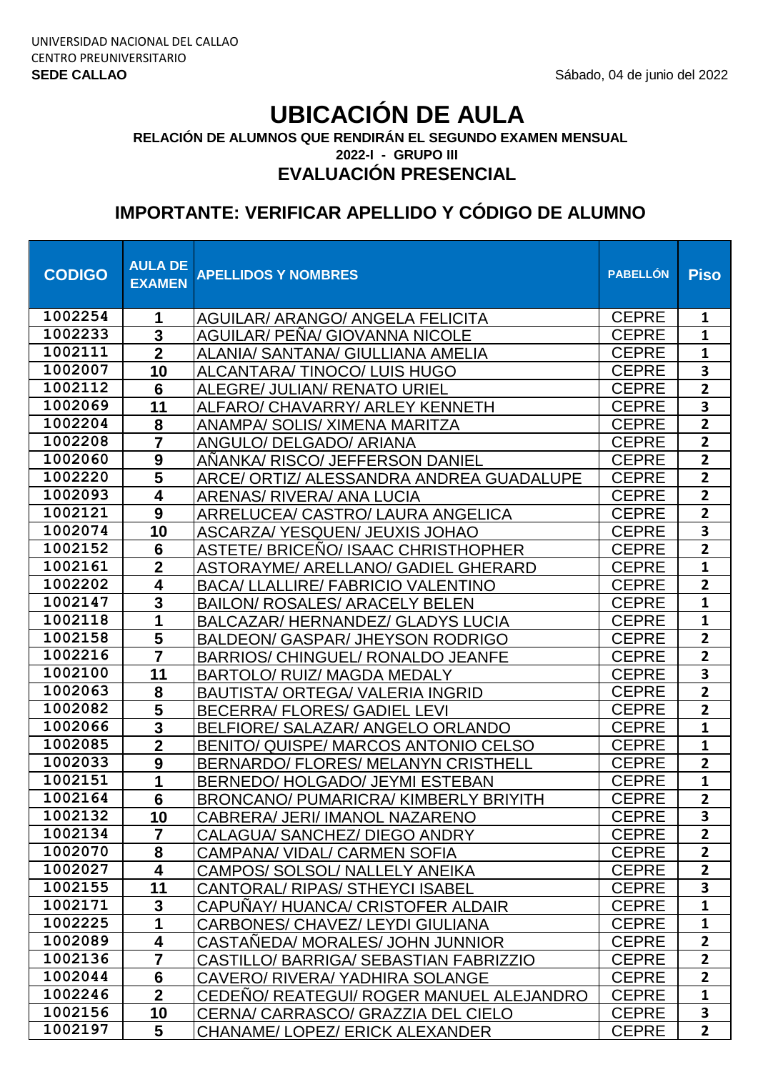UNIVERSIDAD NACIONAL DEL CALLAO
CENTRO PREUNIVERSITARIO
**SEDE CALLAO**

Sábado, 04 de junio del 2022

# UBICACIÓN DE AULA

**RELACIÓN DE ALUMNOS QUE RENDIRÁN EL SEGUNDO EXAMEN MENSUAL**
**2022-I - GRUPO III**

## EVALUACIÓN PRESENCIAL

## IMPORTANTE: VERIFICAR APELLIDO Y CÓDIGO DE ALUMNO

| CODIGO | AULA DE EXAMEN | APELLIDOS Y NOMBRES | PABELLÓN | Piso |
|---|---|---|---|---|
| 1002254 | 1 | AGUILAR/ ARANGO/ ANGELA FELICITA | CEPRE | 1 |
| 1002233 | 3 | AGUILAR/ PEÑA/ GIOVANNA NICOLE | CEPRE | 1 |
| 1002111 | 2 | ALANIA/ SANTANA/ GIULLIANA AMELIA | CEPRE | 1 |
| 1002007 | 10 | ALCANTARA/ TINOCO/ LUIS HUGO | CEPRE | 3 |
| 1002112 | 6 | ALEGRE/ JULIAN/ RENATO URIEL | CEPRE | 2 |
| 1002069 | 11 | ALFARO/ CHAVARRY/ ARLEY KENNETH | CEPRE | 3 |
| 1002204 | 8 | ANAMPA/ SOLIS/ XIMENA MARITZA | CEPRE | 2 |
| 1002208 | 7 | ANGULO/ DELGADO/ ARIANA | CEPRE | 2 |
| 1002060 | 9 | AÑANKA/ RISCO/ JEFFERSON DANIEL | CEPRE | 2 |
| 1002220 | 5 | ARCE/ ORTIZ/ ALESSANDRA ANDREA GUADALUPE | CEPRE | 2 |
| 1002093 | 4 | ARENAS/ RIVERA/ ANA LUCIA | CEPRE | 2 |
| 1002121 | 9 | ARRELUCEA/ CASTRO/ LAURA ANGELICA | CEPRE | 2 |
| 1002074 | 10 | ASCARZA/ YESQUEN/ JEUXIS JOHAO | CEPRE | 3 |
| 1002152 | 6 | ASTETE/ BRICEÑO/ ISAAC CHRISTHOPHER | CEPRE | 2 |
| 1002161 | 2 | ASTORAYME/ ARELLANO/ GADIEL GHERARD | CEPRE | 1 |
| 1002202 | 4 | BACA/ LLALLIRE/ FABRICIO VALENTINO | CEPRE | 2 |
| 1002147 | 3 | BAILON/ ROSALES/ ARACELY BELEN | CEPRE | 1 |
| 1002118 | 1 | BALCAZAR/ HERNANDEZ/ GLADYS LUCIA | CEPRE | 1 |
| 1002158 | 5 | BALDEON/ GASPAR/ JHEYSON RODRIGO | CEPRE | 2 |
| 1002216 | 7 | BARRIOS/ CHINGUEL/ RONALDO JEANFE | CEPRE | 2 |
| 1002100 | 11 | BARTOLO/ RUIZ/ MAGDA MEDALY | CEPRE | 3 |
| 1002063 | 8 | BAUTISTA/ ORTEGA/ VALERIA INGRID | CEPRE | 2 |
| 1002082 | 5 | BECERRA/ FLORES/ GADIEL LEVI | CEPRE | 2 |
| 1002066 | 3 | BELFIORE/ SALAZAR/ ANGELO ORLANDO | CEPRE | 1 |
| 1002085 | 2 | BENITO/ QUISPE/ MARCOS ANTONIO CELSO | CEPRE | 1 |
| 1002033 | 9 | BERNARDO/ FLORES/ MELANYN CRISTHELL | CEPRE | 2 |
| 1002151 | 1 | BERNEDO/ HOLGADO/ JEYMI ESTEBAN | CEPRE | 1 |
| 1002164 | 6 | BRONCANO/ PUMARICRA/ KIMBERLY BRIYITH | CEPRE | 2 |
| 1002132 | 10 | CABRERA/ JERI/ IMANOL NAZARENO | CEPRE | 3 |
| 1002134 | 7 | CALAGUA/ SANCHEZ/ DIEGO ANDRY | CEPRE | 2 |
| 1002070 | 8 | CAMPANA/ VIDAL/ CARMEN SOFIA | CEPRE | 2 |
| 1002027 | 4 | CAMPOS/ SOLSOL/ NALLELY ANEIKA | CEPRE | 2 |
| 1002155 | 11 | CANTORAL/ RIPAS/ STHEYCI ISABEL | CEPRE | 3 |
| 1002171 | 3 | CAPUÑAY/ HUANCA/ CRISTOFER ALDAIR | CEPRE | 1 |
| 1002225 | 1 | CARBONES/ CHAVEZ/ LEYDI GIULIANA | CEPRE | 1 |
| 1002089 | 4 | CASTAÑEDA/ MORALES/ JOHN JUNNIOR | CEPRE | 2 |
| 1002136 | 7 | CASTILLO/ BARRIGA/ SEBASTIAN FABRIZZIO | CEPRE | 2 |
| 1002044 | 6 | CAVERO/ RIVERA/ YADHIRA SOLANGE | CEPRE | 2 |
| 1002246 | 2 | CEDEÑO/ REATEGUI/ ROGER MANUEL ALEJANDRO | CEPRE | 1 |
| 1002156 | 10 | CERNA/ CARRASCO/ GRAZZIA DEL CIELO | CEPRE | 3 |
| 1002197 | 5 | CHANAME/ LOPEZ/ ERICK ALEXANDER | CEPRE | 2 |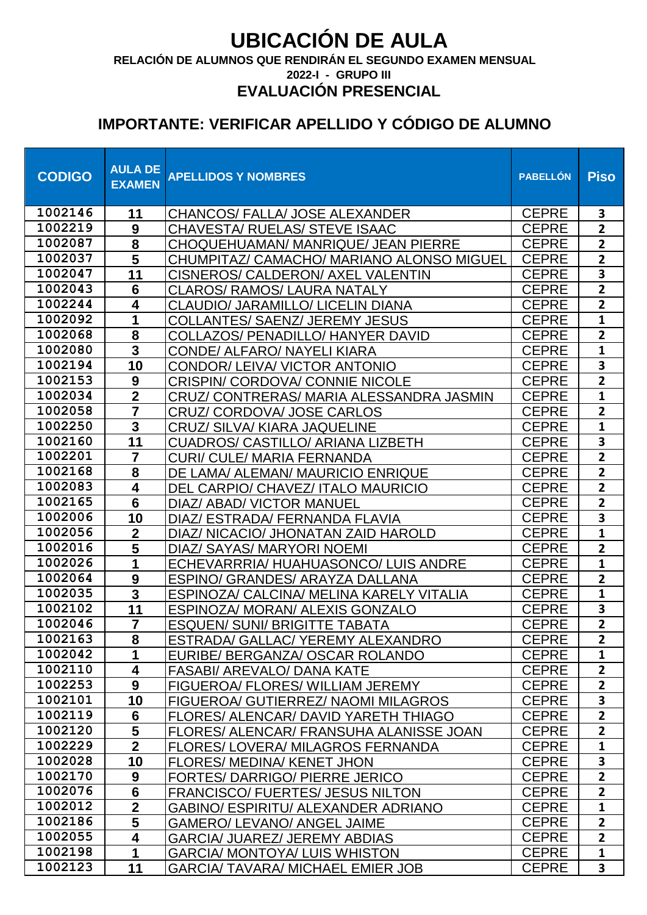# UBICACIÓN DE AULA

**RELACIÓN DE ALUMNOS QUE RENDIRÁN EL SEGUNDO EXAMEN MENSUAL**

**2022-I - GRUPO III**

## EVALUACIÓN PRESENCIAL

## IMPORTANTE: VERIFICAR APELLIDO Y CÓDIGO DE ALUMNO

| CODIGO | AULA DE EXAMEN | APELLIDOS Y NOMBRES | PABELLÓN | Piso |
|---|---|---|---|---|
| 1002146 | 11 | CHANCOS/ FALLA/ JOSE ALEXANDER | CEPRE | 3 |
| 1002219 | 9 | CHAVESTA/ RUELAS/ STEVE ISAAC | CEPRE | 2 |
| 1002087 | 8 | CHOQUEHUAMAN/ MANRIQUE/ JEAN PIERRE | CEPRE | 2 |
| 1002037 | 5 | CHUMPITAZ/ CAMACHO/ MARIANO ALONSO MIGUEL | CEPRE | 2 |
| 1002047 | 11 | CISNEROS/ CALDERON/ AXEL VALENTIN | CEPRE | 3 |
| 1002043 | 6 | CLAROS/ RAMOS/ LAURA NATALY | CEPRE | 2 |
| 1002244 | 4 | CLAUDIO/ JARAMILLO/ LICELIN DIANA | CEPRE | 2 |
| 1002092 | 1 | COLLANTES/ SAENZ/ JEREMY JESUS | CEPRE | 1 |
| 1002068 | 8 | COLLAZOS/ PENADILLO/ HANYER DAVID | CEPRE | 2 |
| 1002080 | 3 | CONDE/ ALFARO/ NAYELI KIARA | CEPRE | 1 |
| 1002194 | 10 | CONDOR/ LEIVA/ VICTOR ANTONIO | CEPRE | 3 |
| 1002153 | 9 | CRISPIN/ CORDOVA/ CONNIE NICOLE | CEPRE | 2 |
| 1002034 | 2 | CRUZ/ CONTRERAS/ MARIA ALESSANDRA JASMIN | CEPRE | 1 |
| 1002058 | 7 | CRUZ/ CORDOVA/ JOSE CARLOS | CEPRE | 2 |
| 1002250 | 3 | CRUZ/ SILVA/ KIARA JAQUELINE | CEPRE | 1 |
| 1002160 | 11 | CUADROS/ CASTILLO/ ARIANA LIZBETH | CEPRE | 3 |
| 1002201 | 7 | CURI/ CULE/ MARIA FERNANDA | CEPRE | 2 |
| 1002168 | 8 | DE LAMA/ ALEMAN/ MAURICIO ENRIQUE | CEPRE | 2 |
| 1002083 | 4 | DEL CARPIO/ CHAVEZ/ ITALO MAURICIO | CEPRE | 2 |
| 1002165 | 6 | DIAZ/ ABAD/ VICTOR MANUEL | CEPRE | 2 |
| 1002006 | 10 | DIAZ/ ESTRADA/ FERNANDA FLAVIA | CEPRE | 3 |
| 1002056 | 2 | DIAZ/ NICACIO/ JHONATAN ZAID HAROLD | CEPRE | 1 |
| 1002016 | 5 | DIAZ/ SAYAS/ MARYORI NOEMI | CEPRE | 2 |
| 1002026 | 1 | ECHEVARRRIA/ HUAHUASONCO/ LUIS ANDRE | CEPRE | 1 |
| 1002064 | 9 | ESPINO/ GRANDES/ ARAYZA DALLANA | CEPRE | 2 |
| 1002035 | 3 | ESPINOZA/ CALCINA/ MELINA KARELY VITALIA | CEPRE | 1 |
| 1002102 | 11 | ESPINOZA/ MORAN/ ALEXIS GONZALO | CEPRE | 3 |
| 1002046 | 7 | ESQUEN/ SUNI/ BRIGITTE TABATA | CEPRE | 2 |
| 1002163 | 8 | ESTRADA/ GALLAC/ YEREMY ALEXANDRO | CEPRE | 2 |
| 1002042 | 1 | EURIBE/ BERGANZA/ OSCAR ROLANDO | CEPRE | 1 |
| 1002110 | 4 | FASABI/ AREVALO/ DANA KATE | CEPRE | 2 |
| 1002253 | 9 | FIGUEROA/ FLORES/ WILLIAM JEREMY | CEPRE | 2 |
| 1002101 | 10 | FIGUEROA/ GUTIERREZ/ NAOMI MILAGROS | CEPRE | 3 |
| 1002119 | 6 | FLORES/ ALENCAR/ DAVID YARETH THIAGO | CEPRE | 2 |
| 1002120 | 5 | FLORES/ ALENCAR/ FRANSUHA ALANISSE JOAN | CEPRE | 2 |
| 1002229 | 2 | FLORES/ LOVERA/ MILAGROS FERNANDA | CEPRE | 1 |
| 1002028 | 10 | FLORES/ MEDINA/ KENET JHON | CEPRE | 3 |
| 1002170 | 9 | FORTES/ DARRIGO/ PIERRE JERICO | CEPRE | 2 |
| 1002076 | 6 | FRANCISCO/ FUERTES/ JESUS NILTON | CEPRE | 2 |
| 1002012 | 2 | GABINO/ ESPIRITU/ ALEXANDER ADRIANO | CEPRE | 1 |
| 1002186 | 5 | GAMERO/ LEVANO/ ANGEL JAIME | CEPRE | 2 |
| 1002055 | 4 | GARCIA/ JUAREZ/ JEREMY ABDIAS | CEPRE | 2 |
| 1002198 | 1 | GARCIA/ MONTOYA/ LUIS WHISTON | CEPRE | 1 |
| 1002123 | 11 | GARCIA/ TAVARA/ MICHAEL EMIER JOB | CEPRE | 3 |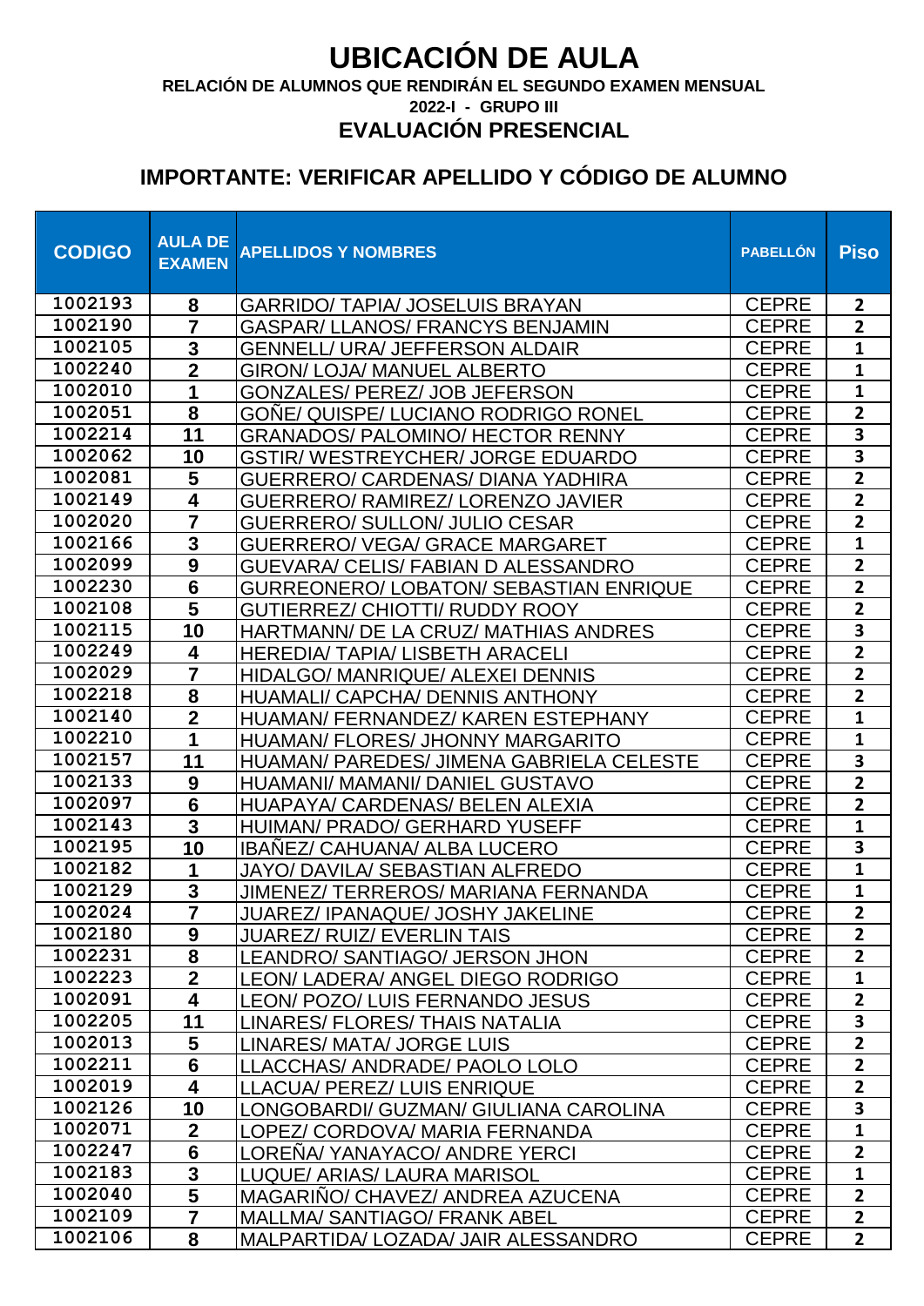# UBICACIÓN DE AULA

**RELACIÓN DE ALUMNOS QUE RENDIRÁN EL SEGUNDO EXAMEN MENSUAL**

**2022-I - GRUPO III**

## EVALUACIÓN PRESENCIAL

## IMPORTANTE: VERIFICAR APELLIDO Y CÓDIGO DE ALUMNO

| CODIGO | AULA DE EXAMEN | APELLIDOS Y NOMBRES | PABELLÓN | Piso |
|---|---|---|---|---|
| 1002193 | 8 | GARRIDO/ TAPIA/ JOSELUIS BRAYAN | CEPRE | 2 |
| 1002190 | 7 | GASPAR/ LLANOS/ FRANCYS BENJAMIN | CEPRE | 2 |
| 1002105 | 3 | GENNELL/ URA/ JEFFERSON ALDAIR | CEPRE | 1 |
| 1002240 | 2 | GIRON/ LOJA/ MANUEL ALBERTO | CEPRE | 1 |
| 1002010 | 1 | GONZALES/ PEREZ/ JOB JEFERSON | CEPRE | 1 |
| 1002051 | 8 | GOÑE/ QUISPE/ LUCIANO RODRIGO RONEL | CEPRE | 2 |
| 1002214 | 11 | GRANADOS/ PALOMINO/ HECTOR RENNY | CEPRE | 3 |
| 1002062 | 10 | GSTIR/ WESTREYCHER/ JORGE EDUARDO | CEPRE | 3 |
| 1002081 | 5 | GUERRERO/ CARDENAS/ DIANA YADHIRA | CEPRE | 2 |
| 1002149 | 4 | GUERRERO/ RAMIREZ/ LORENZO JAVIER | CEPRE | 2 |
| 1002020 | 7 | GUERRERO/ SULLON/ JULIO CESAR | CEPRE | 2 |
| 1002166 | 3 | GUERRERO/ VEGA/ GRACE MARGARET | CEPRE | 1 |
| 1002099 | 9 | GUEVARA/ CELIS/ FABIAN D ALESSANDRO | CEPRE | 2 |
| 1002230 | 6 | GURREONERO/ LOBATON/ SEBASTIAN ENRIQUE | CEPRE | 2 |
| 1002108 | 5 | GUTIERREZ/ CHIOTTI/ RUDDY ROOY | CEPRE | 2 |
| 1002115 | 10 | HARTMANN/ DE LA CRUZ/ MATHIAS ANDRES | CEPRE | 3 |
| 1002249 | 4 | HEREDIA/ TAPIA/ LISBETH ARACELI | CEPRE | 2 |
| 1002029 | 7 | HIDALGO/ MANRIQUE/ ALEXEI DENNIS | CEPRE | 2 |
| 1002218 | 8 | HUAMALI/ CAPCHA/ DENNIS ANTHONY | CEPRE | 2 |
| 1002140 | 2 | HUAMAN/ FERNANDEZ/ KAREN ESTEPHANY | CEPRE | 1 |
| 1002210 | 1 | HUAMAN/ FLORES/ JHONNY MARGARITO | CEPRE | 1 |
| 1002157 | 11 | HUAMAN/ PAREDES/ JIMENA GABRIELA CELESTE | CEPRE | 3 |
| 1002133 | 9 | HUAMANI/ MAMANI/ DANIEL GUSTAVO | CEPRE | 2 |
| 1002097 | 6 | HUAPAYA/ CARDENAS/ BELEN ALEXIA | CEPRE | 2 |
| 1002143 | 3 | HUIMAN/ PRADO/ GERHARD YUSEFF | CEPRE | 1 |
| 1002195 | 10 | IBAÑEZ/ CAHUANA/ ALBA LUCERO | CEPRE | 3 |
| 1002182 | 1 | JAYO/ DAVILA/ SEBASTIAN ALFREDO | CEPRE | 1 |
| 1002129 | 3 | JIMENEZ/ TERREROS/ MARIANA FERNANDA | CEPRE | 1 |
| 1002024 | 7 | JUAREZ/ IPANAQUE/ JOSHY JAKELINE | CEPRE | 2 |
| 1002180 | 9 | JUAREZ/ RUIZ/ EVERLIN TAIS | CEPRE | 2 |
| 1002231 | 8 | LEANDRO/ SANTIAGO/ JERSON JHON | CEPRE | 2 |
| 1002223 | 2 | LEON/ LADERA/ ANGEL DIEGO RODRIGO | CEPRE | 1 |
| 1002091 | 4 | LEON/ POZO/ LUIS FERNANDO JESUS | CEPRE | 2 |
| 1002205 | 11 | LINARES/ FLORES/ THAIS NATALIA | CEPRE | 3 |
| 1002013 | 5 | LINARES/ MATA/ JORGE LUIS | CEPRE | 2 |
| 1002211 | 6 | LLACCHAS/ ANDRADE/ PAOLO LOLO | CEPRE | 2 |
| 1002019 | 4 | LLACUA/ PEREZ/ LUIS ENRIQUE | CEPRE | 2 |
| 1002126 | 10 | LONGOBARDI/ GUZMAN/ GIULIANA CAROLINA | CEPRE | 3 |
| 1002071 | 2 | LOPEZ/ CORDOVA/ MARIA FERNANDA | CEPRE | 1 |
| 1002247 | 6 | LOREÑA/ YANAYACO/ ANDRE YERCI | CEPRE | 2 |
| 1002183 | 3 | LUQUE/ ARIAS/ LAURA MARISOL | CEPRE | 1 |
| 1002040 | 5 | MAGARIÑO/ CHAVEZ/ ANDREA AZUCENA | CEPRE | 2 |
| 1002109 | 7 | MALLMA/ SANTIAGO/ FRANK ABEL | CEPRE | 2 |
| 1002106 | 8 | MALPARTIDA/ LOZADA/ JAIR ALESSANDRO | CEPRE | 2 |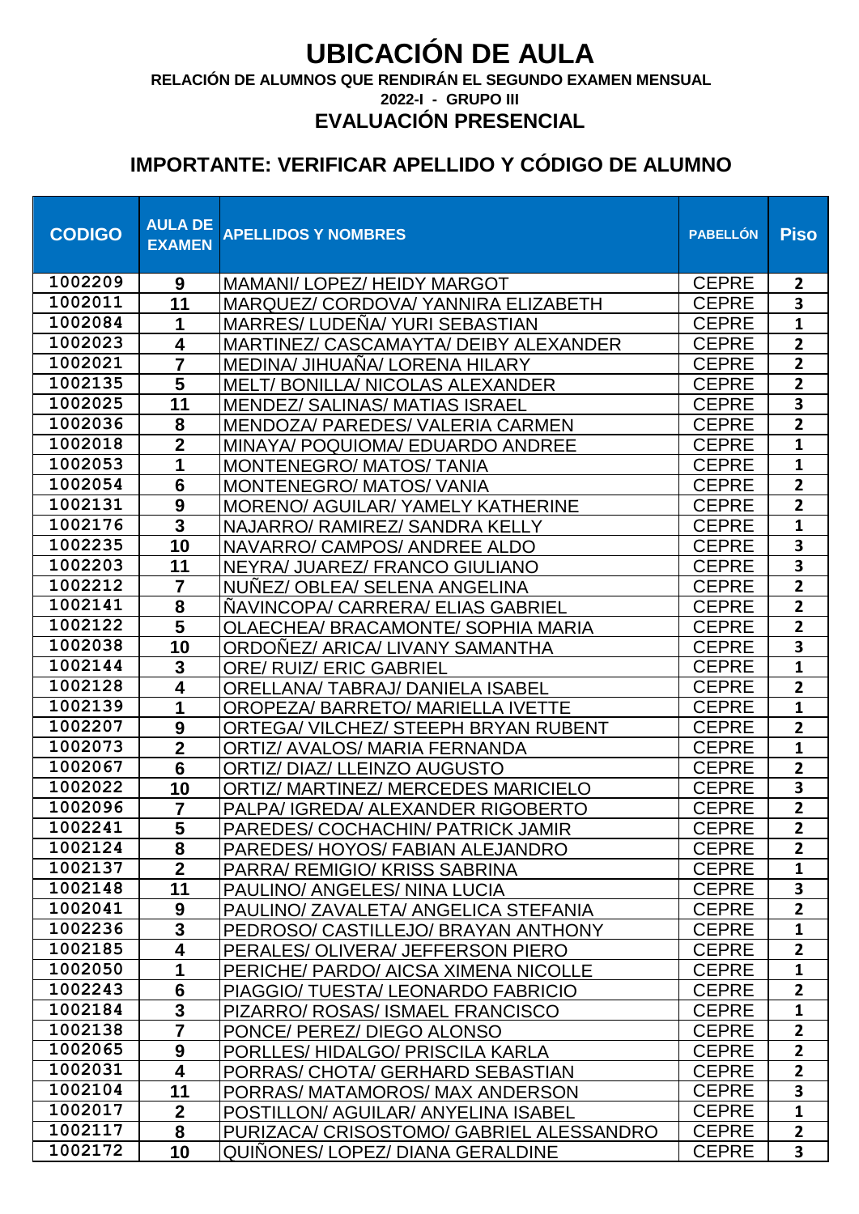# UBICACIÓN DE AULA

**RELACIÓN DE ALUMNOS QUE RENDIRÁN EL SEGUNDO EXAMEN MENSUAL**

**2022-I - GRUPO III**

## EVALUACIÓN PRESENCIAL

## IMPORTANTE: VERIFICAR APELLIDO Y CÓDIGO DE ALUMNO

| CODIGO | AULA DE EXAMEN | APELLIDOS Y NOMBRES | PABELLÓN | Piso |
|---|---|---|---|---|
| 1002209 | 9 | MAMANI/ LOPEZ/ HEIDY MARGOT | CEPRE | 2 |
| 1002011 | 11 | MARQUEZ/ CORDOVA/ YANNIRA ELIZABETH | CEPRE | 3 |
| 1002084 | 1 | MARRES/ LUDEÑA/ YURI SEBASTIAN | CEPRE | 1 |
| 1002023 | 4 | MARTINEZ/ CASCAMAYTA/ DEIBY ALEXANDER | CEPRE | 2 |
| 1002021 | 7 | MEDINA/ JIHUAÑA/ LORENA HILARY | CEPRE | 2 |
| 1002135 | 5 | MELT/ BONILLA/ NICOLAS ALEXANDER | CEPRE | 2 |
| 1002025 | 11 | MENDEZ/ SALINAS/ MATIAS ISRAEL | CEPRE | 3 |
| 1002036 | 8 | MENDOZA/ PAREDES/ VALERIA CARMEN | CEPRE | 2 |
| 1002018 | 2 | MINAYA/ POQUIOMA/ EDUARDO ANDREE | CEPRE | 1 |
| 1002053 | 1 | MONTENEGRO/ MATOS/ TANIA | CEPRE | 1 |
| 1002054 | 6 | MONTENEGRO/ MATOS/ VANIA | CEPRE | 2 |
| 1002131 | 9 | MORENO/ AGUILAR/ YAMELY KATHERINE | CEPRE | 2 |
| 1002176 | 3 | NAJARRO/ RAMIREZ/ SANDRA KELLY | CEPRE | 1 |
| 1002235 | 10 | NAVARRO/ CAMPOS/ ANDREE ALDO | CEPRE | 3 |
| 1002203 | 11 | NEYRA/ JUAREZ/ FRANCO GIULIANO | CEPRE | 3 |
| 1002212 | 7 | NUÑEZ/ OBLEA/ SELENA ANGELINA | CEPRE | 2 |
| 1002141 | 8 | ÑAVINCOPA/ CARRERA/ ELIAS GABRIEL | CEPRE | 2 |
| 1002122 | 5 | OLAECHEA/ BRACAMONTE/ SOPHIA MARIA | CEPRE | 2 |
| 1002038 | 10 | ORDOÑEZ/ ARICA/ LIVANY SAMANTHA | CEPRE | 3 |
| 1002144 | 3 | ORE/ RUIZ/ ERIC GABRIEL | CEPRE | 1 |
| 1002128 | 4 | ORELLANA/ TABRAJ/ DANIELA ISABEL | CEPRE | 2 |
| 1002139 | 1 | OROPEZA/ BARRETO/ MARIELLA IVETTE | CEPRE | 1 |
| 1002207 | 9 | ORTEGA/ VILCHEZ/ STEEPH BRYAN RUBENT | CEPRE | 2 |
| 1002073 | 2 | ORTIZ/ AVALOS/ MARIA FERNANDA | CEPRE | 1 |
| 1002067 | 6 | ORTIZ/ DIAZ/ LLEINZO AUGUSTO | CEPRE | 2 |
| 1002022 | 10 | ORTIZ/ MARTINEZ/ MERCEDES MARICIELO | CEPRE | 3 |
| 1002096 | 7 | PALPA/ IGREDA/ ALEXANDER RIGOBERTO | CEPRE | 2 |
| 1002241 | 5 | PAREDES/ COCHACHIN/ PATRICK JAMIR | CEPRE | 2 |
| 1002124 | 8 | PAREDES/ HOYOS/ FABIAN ALEJANDRO | CEPRE | 2 |
| 1002137 | 2 | PARRA/ REMIGIO/ KRISS SABRINA | CEPRE | 1 |
| 1002148 | 11 | PAULINO/ ANGELES/ NINA LUCIA | CEPRE | 3 |
| 1002041 | 9 | PAULINO/ ZAVALETA/ ANGELICA STEFANIA | CEPRE | 2 |
| 1002236 | 3 | PEDROSO/ CASTILLEJO/ BRAYAN ANTHONY | CEPRE | 1 |
| 1002185 | 4 | PERALES/ OLIVERA/ JEFFERSON PIERO | CEPRE | 2 |
| 1002050 | 1 | PERICHE/ PARDO/ AICSA XIMENA NICOLLE | CEPRE | 1 |
| 1002243 | 6 | PIAGGIO/ TUESTA/ LEONARDO FABRICIO | CEPRE | 2 |
| 1002184 | 3 | PIZARRO/ ROSAS/ ISMAEL FRANCISCO | CEPRE | 1 |
| 1002138 | 7 | PONCE/ PEREZ/ DIEGO ALONSO | CEPRE | 2 |
| 1002065 | 9 | PORLLES/ HIDALGO/ PRISCILA KARLA | CEPRE | 2 |
| 1002031 | 4 | PORRAS/ CHOTA/ GERHARD SEBASTIAN | CEPRE | 2 |
| 1002104 | 11 | PORRAS/ MATAMOROS/ MAX ANDERSON | CEPRE | 3 |
| 1002017 | 2 | POSTILLON/ AGUILAR/ ANYELINA ISABEL | CEPRE | 1 |
| 1002117 | 8 | PURIZACA/ CRISOSTOMO/ GABRIEL ALESSANDRO | CEPRE | 2 |
| 1002172 | 10 | QUIÑONES/ LOPEZ/ DIANA GERALDINE | CEPRE | 3 |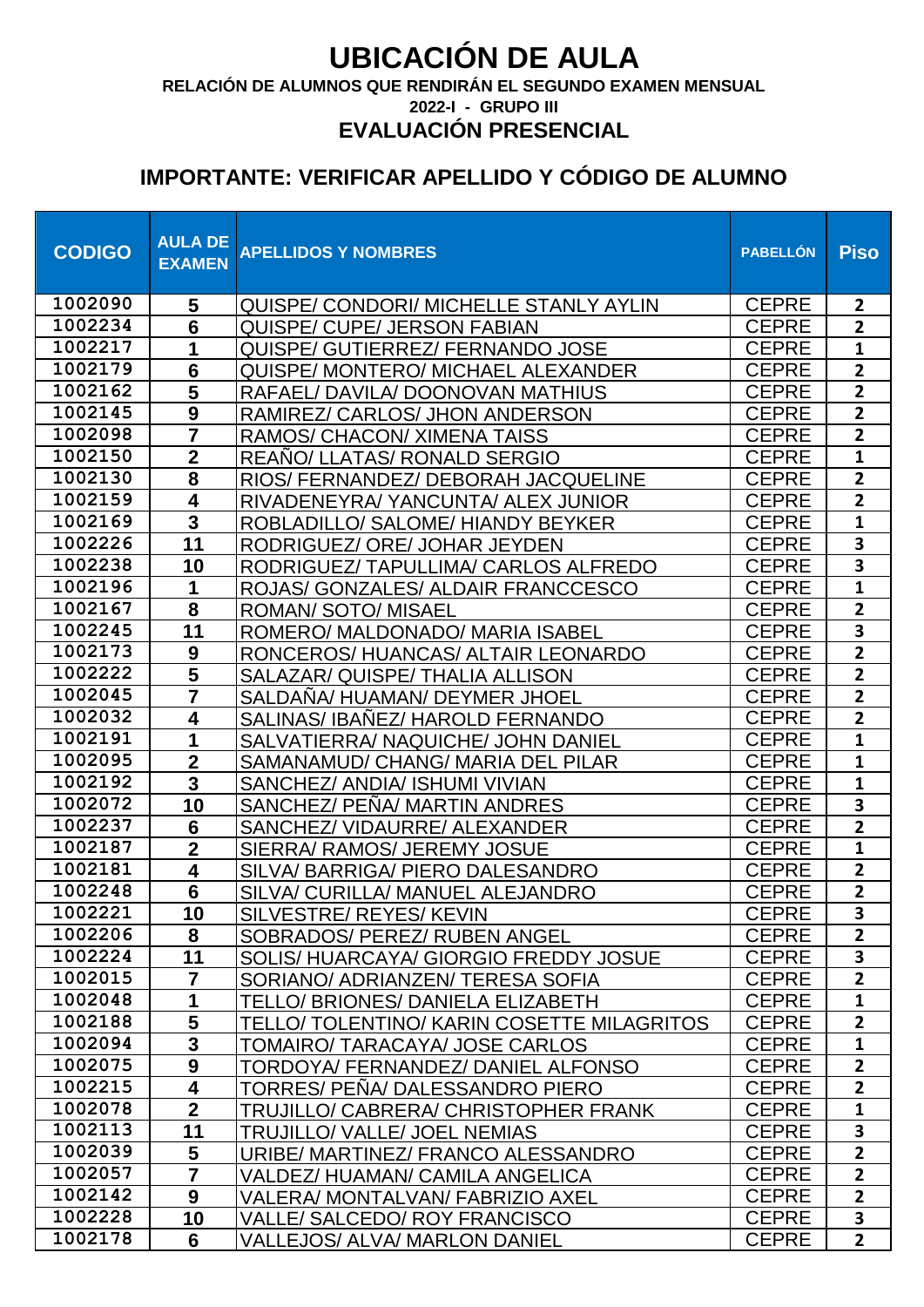# UBICACIÓN DE AULA

**RELACIÓN DE ALUMNOS QUE RENDIRÁN EL SEGUNDO EXAMEN MENSUAL**

**2022-I - GRUPO III**

## EVALUACIÓN PRESENCIAL

## IMPORTANTE: VERIFICAR APELLIDO Y CÓDIGO DE ALUMNO

| CODIGO | AULA DE EXAMEN | APELLIDOS Y NOMBRES | PABELLÓN | Piso |
|---|---|---|---|---|
| 1002090 | 5 | QUISPE/ CONDORI/ MICHELLE STANLY AYLIN | CEPRE | 2 |
| 1002234 | 6 | QUISPE/ CUPE/ JERSON FABIAN | CEPRE | 2 |
| 1002217 | 1 | QUISPE/ GUTIERREZ/ FERNANDO JOSE | CEPRE | 1 |
| 1002179 | 6 | QUISPE/ MONTERO/ MICHAEL ALEXANDER | CEPRE | 2 |
| 1002162 | 5 | RAFAEL/ DAVILA/ DOONOVAN MATHIUS | CEPRE | 2 |
| 1002145 | 9 | RAMIREZ/ CARLOS/ JHON ANDERSON | CEPRE | 2 |
| 1002098 | 7 | RAMOS/ CHACON/ XIMENA TAISS | CEPRE | 2 |
| 1002150 | 2 | REAÑO/ LLATAS/ RONALD SERGIO | CEPRE | 1 |
| 1002130 | 8 | RIOS/ FERNANDEZ/ DEBORAH JACQUELINE | CEPRE | 2 |
| 1002159 | 4 | RIVADENEYRA/ YANCUNTA/ ALEX JUNIOR | CEPRE | 2 |
| 1002169 | 3 | ROBLADILLO/ SALOME/ HIANDY BEYKER | CEPRE | 1 |
| 1002226 | 11 | RODRIGUEZ/ ORE/ JOHAR JEYDEN | CEPRE | 3 |
| 1002238 | 10 | RODRIGUEZ/ TAPULLIMA/ CARLOS ALFREDO | CEPRE | 3 |
| 1002196 | 1 | ROJAS/ GONZALES/ ALDAIR FRANCCESCO | CEPRE | 1 |
| 1002167 | 8 | ROMAN/ SOTO/ MISAEL | CEPRE | 2 |
| 1002245 | 11 | ROMERO/ MALDONADO/ MARIA ISABEL | CEPRE | 3 |
| 1002173 | 9 | RONCEROS/ HUANCAS/ ALTAIR LEONARDO | CEPRE | 2 |
| 1002222 | 5 | SALAZAR/ QUISPE/ THALIA ALLISON | CEPRE | 2 |
| 1002045 | 7 | SALDAÑA/ HUAMAN/ DEYMER JHOEL | CEPRE | 2 |
| 1002032 | 4 | SALINAS/ IBAÑEZ/ HAROLD FERNANDO | CEPRE | 2 |
| 1002191 | 1 | SALVATIERRA/ NAQUICHE/ JOHN DANIEL | CEPRE | 1 |
| 1002095 | 2 | SAMANAMUD/ CHANG/ MARIA DEL PILAR | CEPRE | 1 |
| 1002192 | 3 | SANCHEZ/ ANDIA/ ISHUMI VIVIAN | CEPRE | 1 |
| 1002072 | 10 | SANCHEZ/ PEÑA/ MARTIN ANDRES | CEPRE | 3 |
| 1002237 | 6 | SANCHEZ/ VIDAURRE/ ALEXANDER | CEPRE | 2 |
| 1002187 | 2 | SIERRA/ RAMOS/ JEREMY JOSUE | CEPRE | 1 |
| 1002181 | 4 | SILVA/ BARRIGA/ PIERO DALESANDRO | CEPRE | 2 |
| 1002248 | 6 | SILVA/ CURILLA/ MANUEL ALEJANDRO | CEPRE | 2 |
| 1002221 | 10 | SILVESTRE/ REYES/ KEVIN | CEPRE | 3 |
| 1002206 | 8 | SOBRADOS/ PEREZ/ RUBEN ANGEL | CEPRE | 2 |
| 1002224 | 11 | SOLIS/ HUARCAYA/ GIORGIO FREDDY JOSUE | CEPRE | 3 |
| 1002015 | 7 | SORIANO/ ADRIANZEN/ TERESA SOFIA | CEPRE | 2 |
| 1002048 | 1 | TELLO/ BRIONES/ DANIELA ELIZABETH | CEPRE | 1 |
| 1002188 | 5 | TELLO/ TOLENTINO/ KARIN COSETTE MILAGRITOS | CEPRE | 2 |
| 1002094 | 3 | TOMAIRO/ TARACAYA/ JOSE CARLOS | CEPRE | 1 |
| 1002075 | 9 | TORDOYA/ FERNANDEZ/ DANIEL ALFONSO | CEPRE | 2 |
| 1002215 | 4 | TORRES/ PEÑA/ DALESSANDRO PIERO | CEPRE | 2 |
| 1002078 | 2 | TRUJILLO/ CABRERA/ CHRISTOPHER FRANK | CEPRE | 1 |
| 1002113 | 11 | TRUJILLO/ VALLE/ JOEL NEMIAS | CEPRE | 3 |
| 1002039 | 5 | URIBE/ MARTINEZ/ FRANCO ALESSANDRO | CEPRE | 2 |
| 1002057 | 7 | VALDEZ/ HUAMAN/ CAMILA ANGELICA | CEPRE | 2 |
| 1002142 | 9 | VALERA/ MONTALVAN/ FABRIZIO AXEL | CEPRE | 2 |
| 1002228 | 10 | VALLE/ SALCEDO/ ROY FRANCISCO | CEPRE | 3 |
| 1002178 | 6 | VALLEJOS/ ALVA/ MARLON DANIEL | CEPRE | 2 |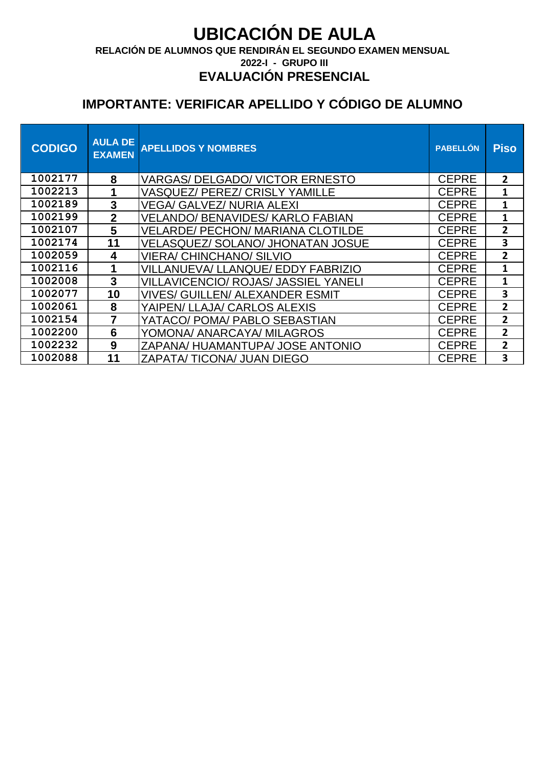# UBICACIÓN DE AULA

**RELACIÓN DE ALUMNOS QUE RENDIRÁN EL SEGUNDO EXAMEN MENSUAL**

**2022-I - GRUPO III**

## EVALUACIÓN PRESENCIAL

## IMPORTANTE: VERIFICAR APELLIDO Y CÓDIGO DE ALUMNO

| CODIGO | AULA DE EXAMEN | APELLIDOS Y NOMBRES | PABELLÓN | Piso |
|---|---|---|---|---|
| 1002177 | 8 | VARGAS/ DELGADO/ VICTOR ERNESTO | CEPRE | 2 |
| 1002213 | 1 | VASQUEZ/ PEREZ/ CRISLY YAMILLE | CEPRE | 1 |
| 1002189 | 3 | VEGA/ GALVEZ/ NURIA ALEXI | CEPRE | 1 |
| 1002199 | 2 | VELANDO/ BENAVIDES/ KARLO FABIAN | CEPRE | 1 |
| 1002107 | 5 | VELARDE/ PECHON/ MARIANA CLOTILDE | CEPRE | 2 |
| 1002174 | 11 | VELASQUEZ/ SOLANO/ JHONATAN JOSUE | CEPRE | 3 |
| 1002059 | 4 | VIERA/ CHINCHANO/ SILVIO | CEPRE | 2 |
| 1002116 | 1 | VILLANUEVA/ LLANQUE/ EDDY FABRIZIO | CEPRE | 1 |
| 1002008 | 3 | VILLAVICENCIO/ ROJAS/ JASSIEL YANELI | CEPRE | 1 |
| 1002077 | 10 | VIVES/ GUILLEN/ ALEXANDER ESMIT | CEPRE | 3 |
| 1002061 | 8 | YAIPEN/ LLAJA/ CARLOS ALEXIS | CEPRE | 2 |
| 1002154 | 7 | YATACO/ POMA/ PABLO SEBASTIAN | CEPRE | 2 |
| 1002200 | 6 | YOMONA/ ANARCAYA/ MILAGROS | CEPRE | 2 |
| 1002232 | 9 | ZAPANA/ HUAMANTUPA/ JOSE ANTONIO | CEPRE | 2 |
| 1002088 | 11 | ZAPATA/ TICONA/ JUAN DIEGO | CEPRE | 3 |